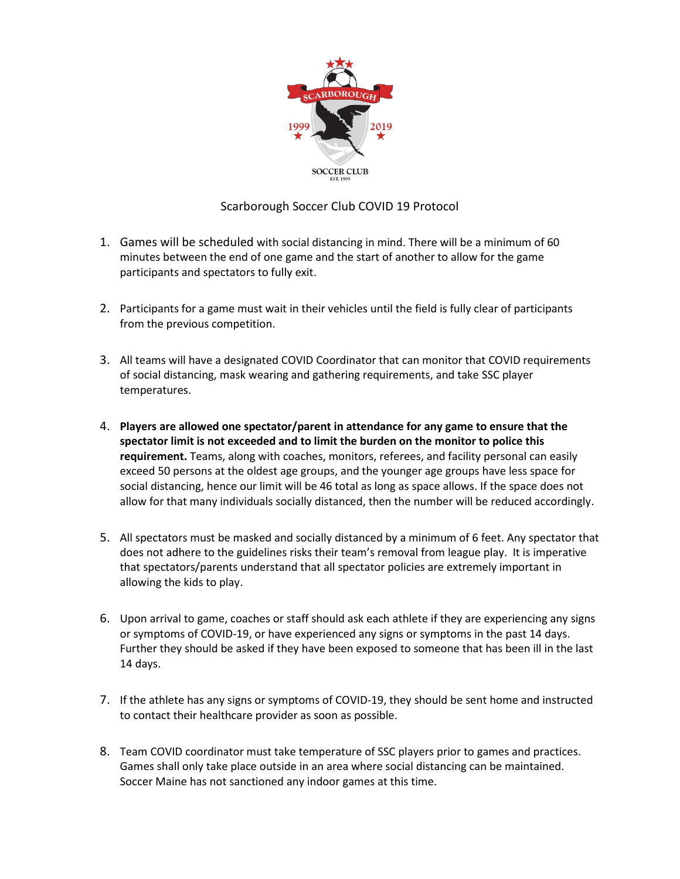# Scarborough Soccer Club COVID 19 Protocol

1. Games will be scheduled with social distancing in mind. There will be a minimum of 60 minutes between the end of one game and the start of another to allow for the game participants and spectators to fully exit.

2. Participants for a game must wait in their vehicles until the field is fully clear of participants from the previous competition.

3. All teams will have a designated COVID Coordinator that can monitor that COVID requirements of social distancing, mask wearing and gathering requirements, and take SSC player temperatures.

4. **Players are allowed one spectator/parent in attendance for any game to ensure that the spectator limit is not exceeded and to limit the burden on the monitor to police this requirement.** Teams, along with coaches, monitors, referees, and facility personal can easily exceed 50 persons at the oldest age groups, and the younger age groups have less space for social distancing, hence our limit will be 46 total as long as space allows. If the space does not allow for that many individuals socially distanced, then the number will be reduced accordingly.

5. All spectators must be masked and socially distanced by a minimum of 6 feet. Any spectator that does not adhere to the guidelines risks their team's removal from league play. It is imperative that spectators/parents understand that all spectator policies are extremely important in allowing the kids to play.

6. Upon arrival to game, coaches or staff should ask each athlete if they are experiencing any signs or symptoms of COVID-19, or have experienced any signs or symptoms in the past 14 days. Further they should be asked if they have been exposed to someone that has been ill in the last 14 days.

7. If the athlete has any signs or symptoms of COVID-19, they should be sent home and instructed to contact their healthcare provider as soon as possible.

8. Team COVID coordinator must take temperature of SSC players prior to games and practices. Games shall only take place outside in an area where social distancing can be maintained. Soccer Maine has not sanctioned any indoor games at this time.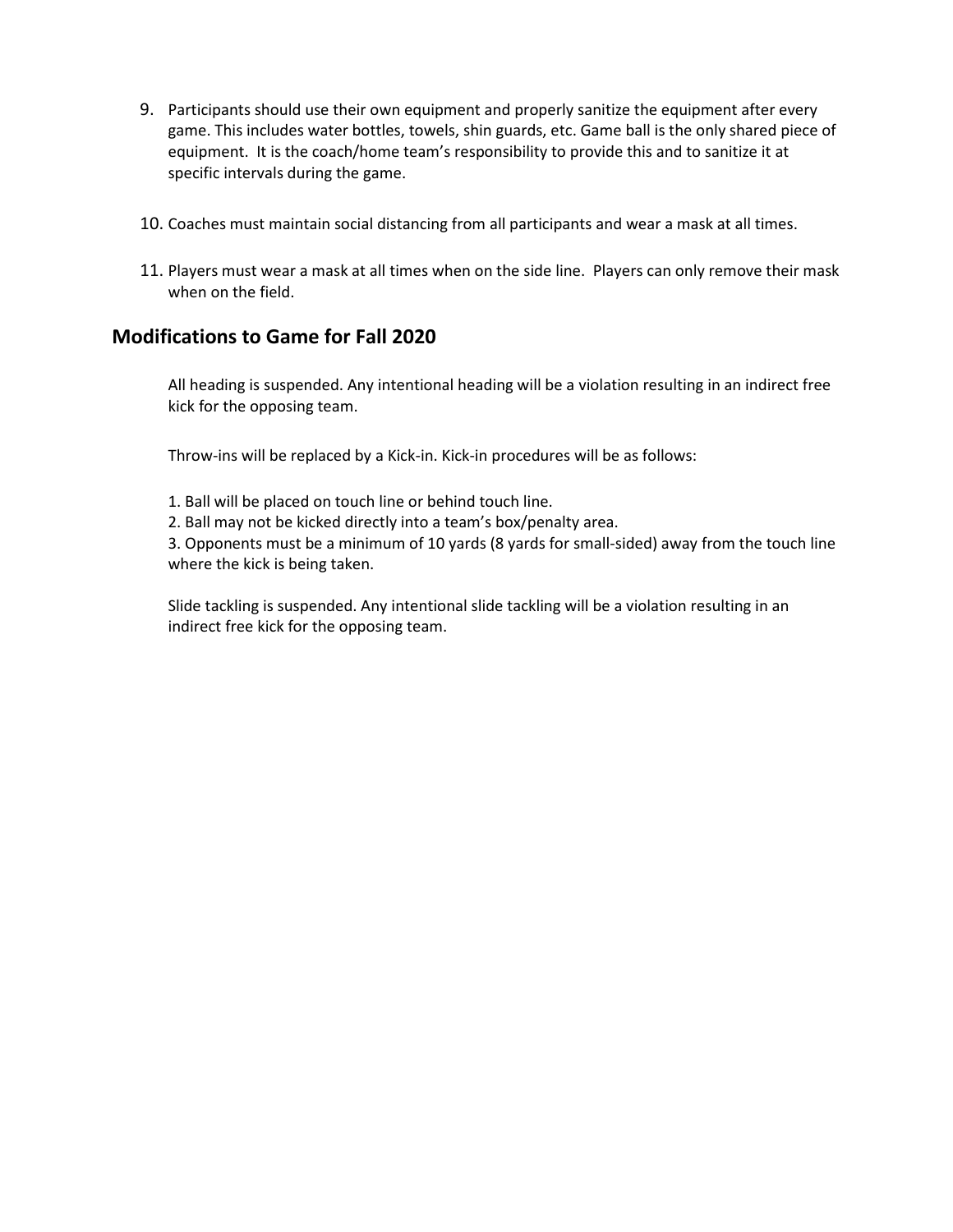9. Participants should use their own equipment and properly sanitize the equipment after every game. This includes water bottles, towels, shin guards, etc. Game ball is the only shared piece of equipment. It is the coach/home team's responsibility to provide this and to sanitize it at specific intervals during the game.

10. Coaches must maintain social distancing from all participants and wear a mask at all times.

11. Players must wear a mask at all times when on the side line. Players can only remove their mask when on the field.

## Modifications to Game for Fall 2020

All heading is suspended. Any intentional heading will be a violation resulting in an indirect free kick for the opposing team.

Throw-ins will be replaced by a Kick-in. Kick-in procedures will be as follows:

1. Ball will be placed on touch line or behind touch line.
2. Ball may not be kicked directly into a team's box/penalty area.
3. Opponents must be a minimum of 10 yards (8 yards for small-sided) away from the touch line where the kick is being taken.

Slide tackling is suspended. Any intentional slide tackling will be a violation resulting in an indirect free kick for the opposing team.